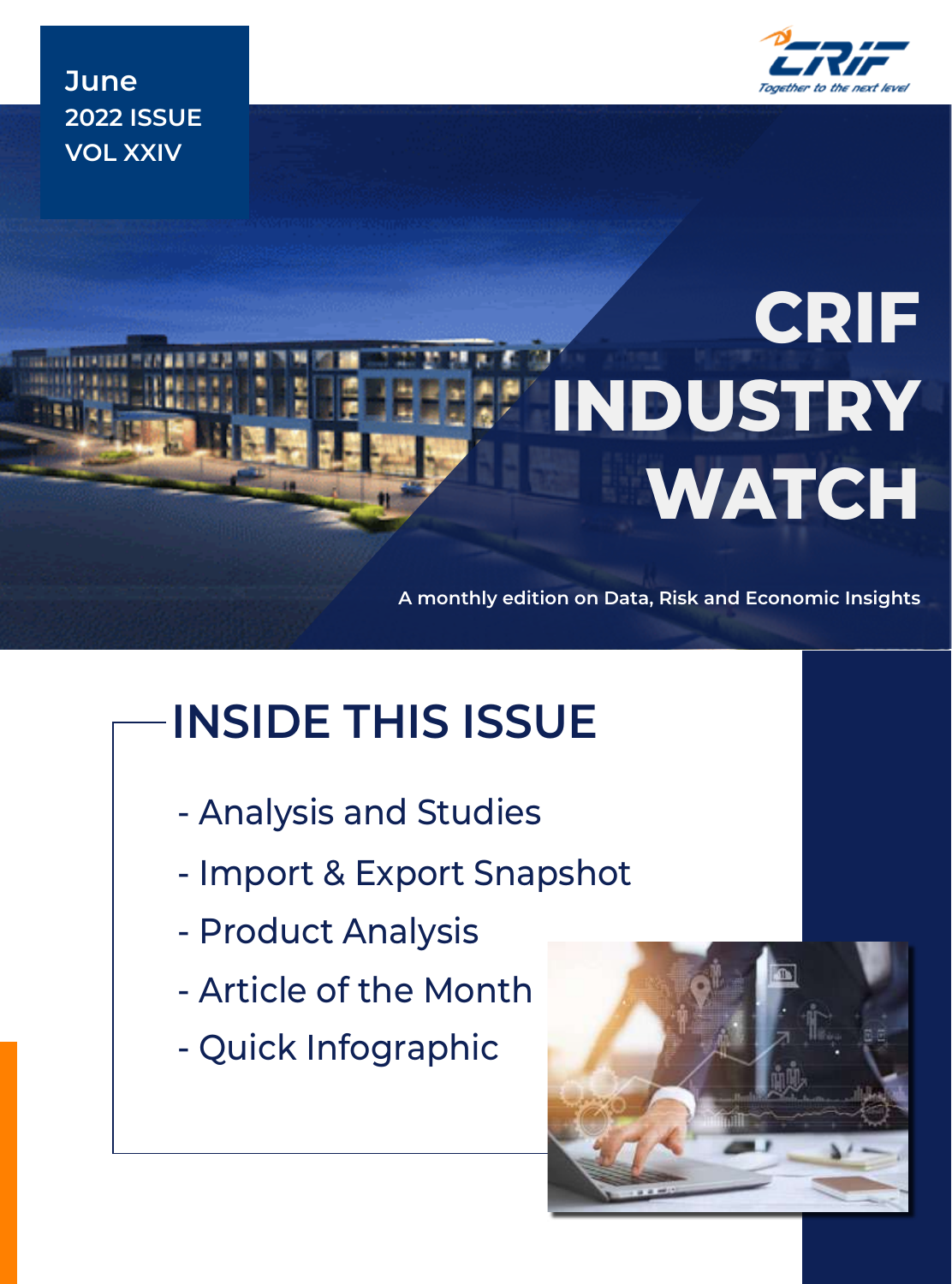June
2022 ISSUE
VOL XXIV

CRIF
Together to the next level

# CRIF INDUSTRY WATCH

A monthly edition on Data, Risk and Economic Insights

## INSIDE THIS ISSUE

- Analysis and Studies
- Import & Export Snapshot
- Product Analysis
- Article of the Month
- Quick Infographic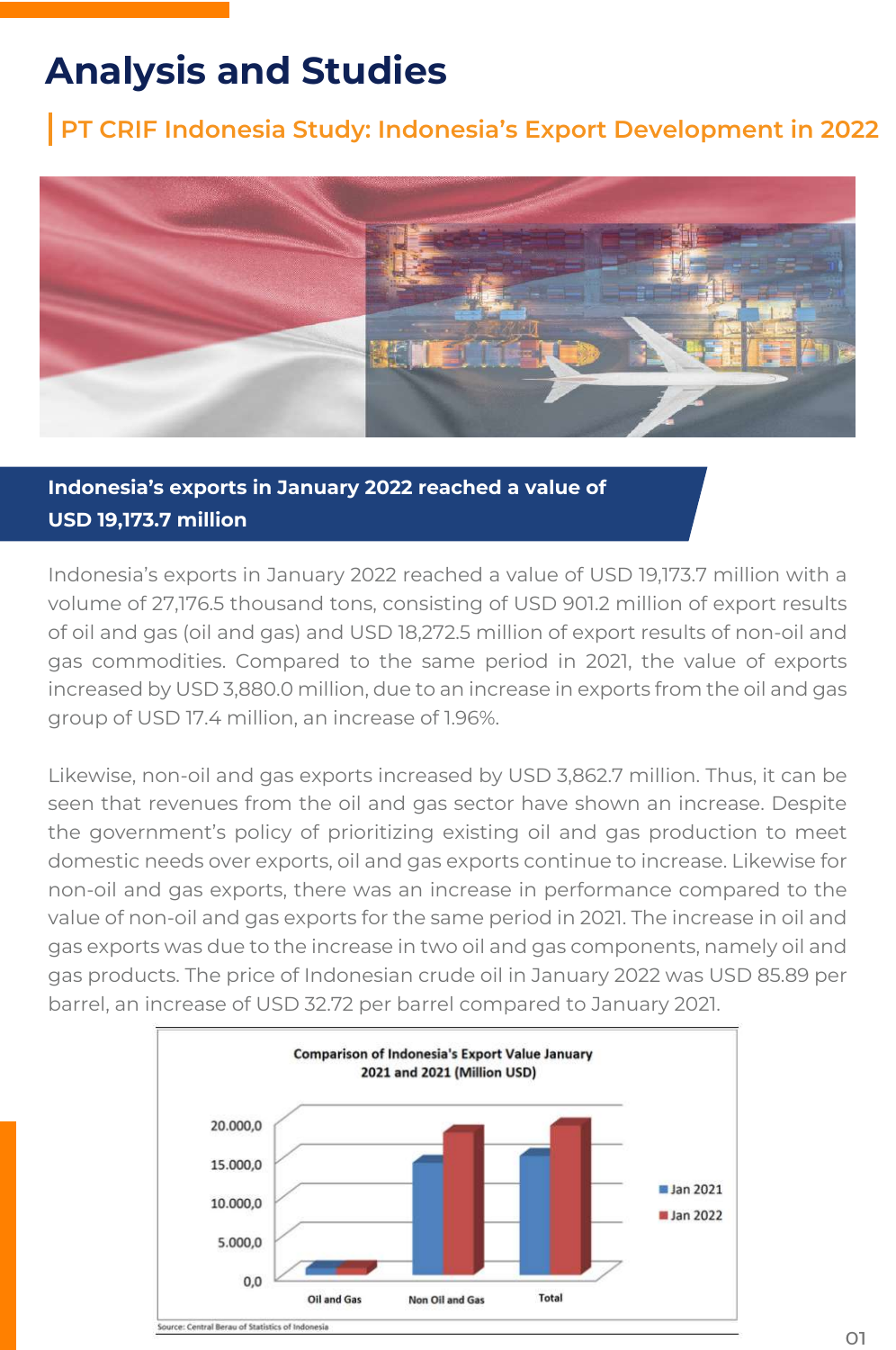# Analysis and Studies

## PT CRIF Indonesia Study: Indonesia's Export Development in 2022

**Indonesia's exports in January 2022 reached a value of USD 19,173.7 million**

Indonesia's exports in January 2022 reached a value of USD 19,173.7 million with a volume of 27,176.5 thousand tons, consisting of USD 901.2 million of export results of oil and gas (oil and gas) and USD 18,272.5 million of export results of non-oil and gas commodities. Compared to the same period in 2021, the value of exports increased by USD 3,880.0 million, due to an increase in exports from the oil and gas group of USD 17.4 million, an increase of 1.96%.

Likewise, non-oil and gas exports increased by USD 3,862.7 million. Thus, it can be seen that revenues from the oil and gas sector have shown an increase. Despite the government's policy of prioritizing existing oil and gas production to meet domestic needs over exports, oil and gas exports continue to increase. Likewise for non-oil and gas exports, there was an increase in performance compared to the value of non-oil and gas exports for the same period in 2021. The increase in oil and gas exports was due to the increase in two oil and gas components, namely oil and gas products. The price of Indonesian crude oil in January 2022 was USD 85.89 per barrel, an increase of USD 32.72 per barrel compared to January 2021.

**Comparison of Indonesia's Export Value January 2021 and 2021 (Million USD)**

Y-axis: 0,0; 5.000,0; 10.000,0; 15.000,0; 20.000,0

Categories: Oil and Gas, Non Oil and Gas, Total

Legend: Jan 2021, Jan 2022

Source: Central Berau of Statistics of Indonesia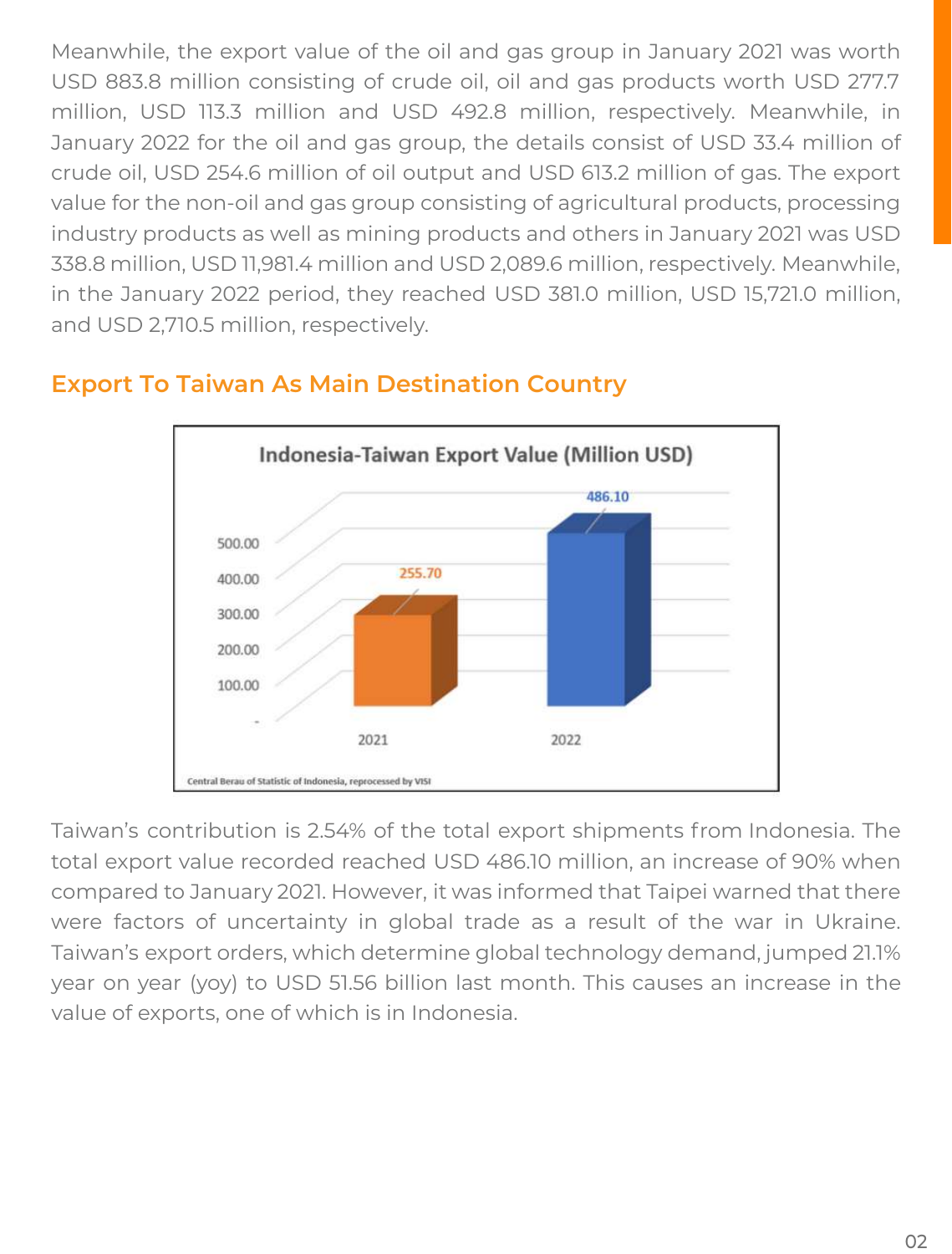Meanwhile, the export value of the oil and gas group in January 2021 was worth USD 883.8 million consisting of crude oil, oil and gas products worth USD 277.7 million, USD 113.3 million and USD 492.8 million, respectively. Meanwhile, in January 2022 for the oil and gas group, the details consist of USD 33.4 million of crude oil, USD 254.6 million of oil output and USD 613.2 million of gas. The export value for the non-oil and gas group consisting of agricultural products, processing industry products as well as mining products and others in January 2021 was USD 338.8 million, USD 11,981.4 million and USD 2,089.6 million, respectively. Meanwhile, in the January 2022 period, they reached USD 381.0 million, USD 15,721.0 million, and USD 2,710.5 million, respectively.

## Export To Taiwan As Main Destination Country

**Indonesia-Taiwan Export Value (Million USD)**

| Year | Export Value (Million USD) |
| --- | --- |
| 2021 | 255.70 |
| 2022 | 486.10 |

Central Berau of Statistic of Indonesia, reprocessed by VISI

Taiwan's contribution is 2.54% of the total export shipments from Indonesia. The total export value recorded reached USD 486.10 million, an increase of 90% when compared to January 2021. However, it was informed that Taipei warned that there were factors of uncertainty in global trade as a result of the war in Ukraine. Taiwan's export orders, which determine global technology demand, jumped 21.1% year on year (yoy) to USD 51.56 billion last month. This causes an increase in the value of exports, one of which is in Indonesia.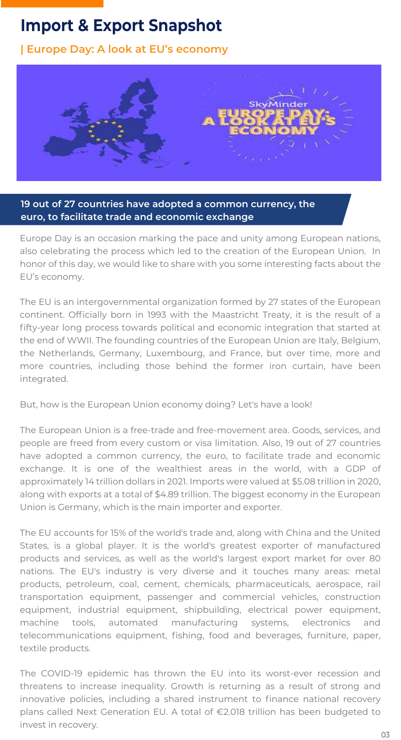# Import & Export Snapshot

## | Europe Day: A look at EU's economy

**19 out of 27 countries have adopted a common currency, the euro, to facilitate trade and economic exchange**

Europe Day is an occasion marking the pace and unity among European nations, also celebrating the process which led to the creation of the European Union. In honor of this day, we would like to share with you some interesting facts about the EU's economy.

The EU is an intergovernmental organization formed by 27 states of the European continent. Officially born in 1993 with the Maastricht Treaty, it is the result of a fifty-year long process towards political and economic integration that started at the end of WWII. The founding countries of the European Union are Italy, Belgium, the Netherlands, Germany, Luxembourg, and France, but over time, more and more countries, including those behind the former iron curtain, have been integrated.

But, how is the European Union economy doing? Let's have a look!

The European Union is a free-trade and free-movement area. Goods, services, and people are freed from every custom or visa limitation. Also, 19 out of 27 countries have adopted a common currency, the euro, to facilitate trade and economic exchange. It is one of the wealthiest areas in the world, with a GDP of approximately 14 trillion dollars in 2021. Imports were valued at $5.08 trillion in 2020, along with exports at a total of $4.89 trillion. The biggest economy in the European Union is Germany, which is the main importer and exporter.

The EU accounts for 15% of the world's trade and, along with China and the United States, is a global player. It is the world's greatest exporter of manufactured products and services, as well as the world's largest export market for over 80 nations. The EU's industry is very diverse and it touches many areas: metal products, petroleum, coal, cement, chemicals, pharmaceuticals, aerospace, rail transportation equipment, passenger and commercial vehicles, construction equipment, industrial equipment, shipbuilding, electrical power equipment, machine tools, automated manufacturing systems, electronics and telecommunications equipment, fishing, food and beverages, furniture, paper, textile products.

The COVID-19 epidemic has thrown the EU into its worst-ever recession and threatens to increase inequality. Growth is returning as a result of strong and innovative policies, including a shared instrument to finance national recovery plans called Next Generation EU. A total of €2.018 trillion has been budgeted to invest in recovery.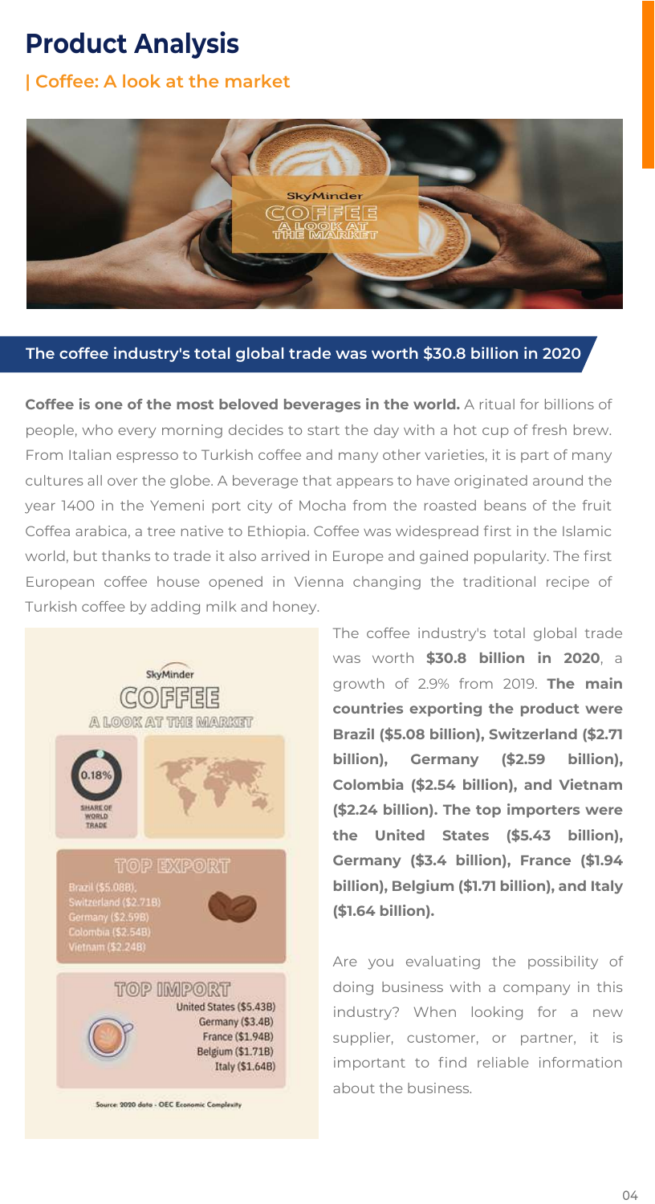# Product Analysis

## | Coffee: A look at the market

### The coffee industry's total global trade was worth $30.8 billion in 2020

**Coffee is one of the most beloved beverages in the world.** A ritual for billions of people, who every morning decides to start the day with a hot cup of fresh brew. From Italian espresso to Turkish coffee and many other varieties, it is part of many cultures all over the globe. A beverage that appears to have originated around the year 1400 in the Yemeni port city of Mocha from the roasted beans of the fruit Coffea arabica, a tree native to Ethiopia. Coffee was widespread first in the Islamic world, but thanks to trade it also arrived in Europe and gained popularity. The first European coffee house opened in Vienna changing the traditional recipe of Turkish coffee by adding milk and honey.

SkyMinder

COFFEE

A LOOK AT THE MARKET

0.18%

SHARE OF WORLD TRADE

TOP EXPORT

Brazil ($5.08B),
Switzerland ($2.71B)
Germany ($2.59B)
Colombia ($2.54B)
Vietnam ($2.24B)

TOP IMPORT

United States ($5.43B)
Germany ($3.4B)
France ($1.94B)
Belgium ($1.71B)
Italy ($1.64B)

Source: 2020 data - OEC Economic Complexity

The coffee industry's total global trade was worth **$30.8 billion in 2020**, a growth of 2.9% from 2019. **The main countries exporting the product were Brazil ($5.08 billion), Switzerland ($2.71 billion), Germany ($2.59 billion), Colombia ($2.54 billion), and Vietnam ($2.24 billion). The top importers were the United States ($5.43 billion), Germany ($3.4 billion), France ($1.94 billion), Belgium ($1.71 billion), and Italy ($1.64 billion).**

Are you evaluating the possibility of doing business with a company in this industry? When looking for a new supplier, customer, or partner, it is important to find reliable information about the business.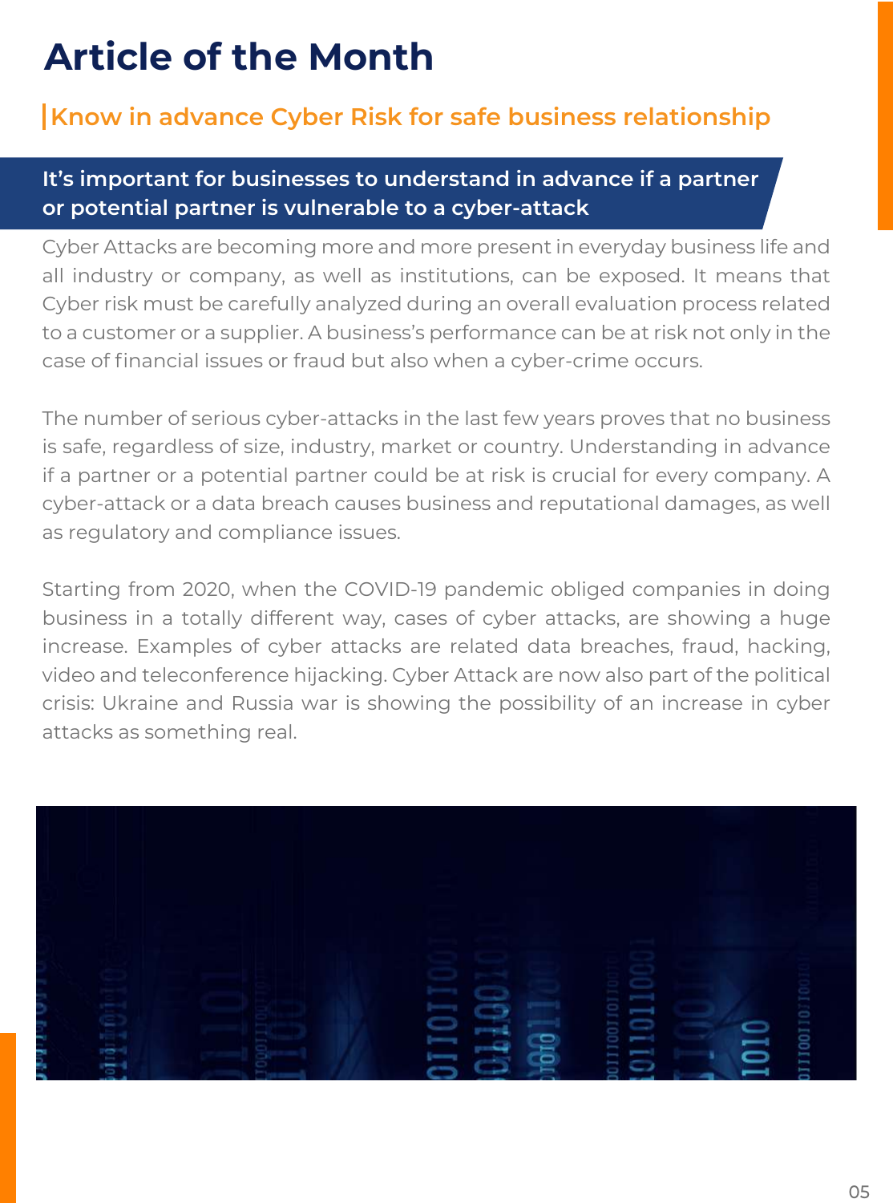# Article of the Month

## Know in advance Cyber Risk for safe business relationship

**It's important for businesses to understand in advance if a partner or potential partner is vulnerable to a cyber-attack**

Cyber Attacks are becoming more and more present in everyday business life and all industry or company, as well as institutions, can be exposed. It means that Cyber risk must be carefully analyzed during an overall evaluation process related to a customer or a supplier. A business's performance can be at risk not only in the case of financial issues or fraud but also when a cyber-crime occurs.

The number of serious cyber-attacks in the last few years proves that no business is safe, regardless of size, industry, market or country. Understanding in advance if a partner or a potential partner could be at risk is crucial for every company. A cyber-attack or a data breach causes business and reputational damages, as well as regulatory and compliance issues.

Starting from 2020, when the COVID-19 pandemic obliged companies in doing business in a totally different way, cases of cyber attacks, are showing a huge increase. Examples of cyber attacks are related data breaches, fraud, hacking, video and teleconference hijacking. Cyber Attack are now also part of the political crisis: Ukraine and Russia war is showing the possibility of an increase in cyber attacks as something real.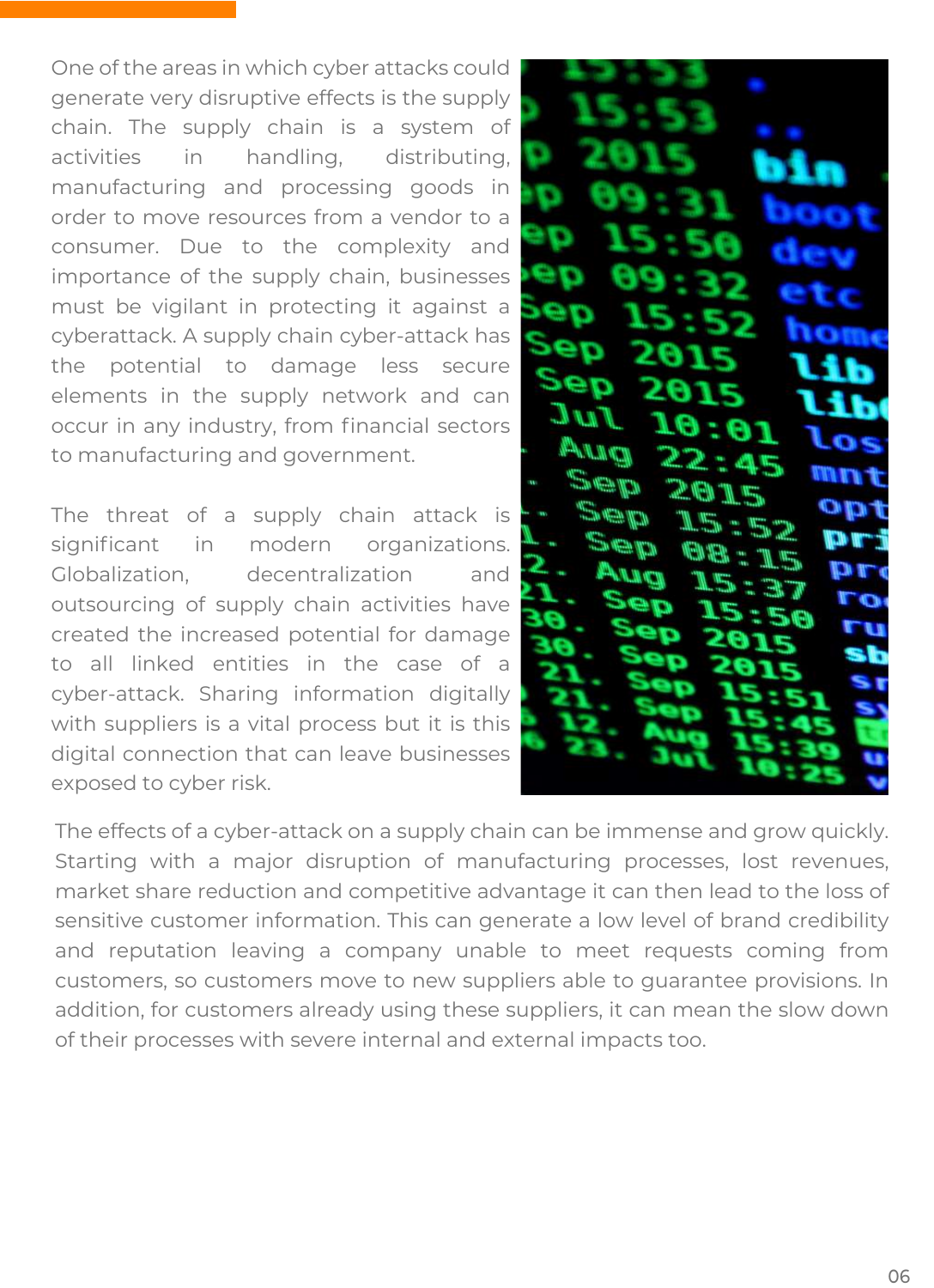One of the areas in which cyber attacks could generate very disruptive effects is the supply chain. The supply chain is a system of activities in handling, distributing, manufacturing and processing goods in order to move resources from a vendor to a consumer. Due to the complexity and importance of the supply chain, businesses must be vigilant in protecting it against a cyberattack. A supply chain cyber-attack has the potential to damage less secure elements in the supply network and can occur in any industry, from financial sectors to manufacturing and government.

The threat of a supply chain attack is significant in modern organizations. Globalization, decentralization and outsourcing of supply chain activities have created the increased potential for damage to all linked entities in the case of a cyber-attack. Sharing information digitally with suppliers is a vital process but it is this digital connection that can leave businesses exposed to cyber risk.

The effects of a cyber-attack on a supply chain can be immense and grow quickly. Starting with a major disruption of manufacturing processes, lost revenues, market share reduction and competitive advantage it can then lead to the loss of sensitive customer information. This can generate a low level of brand credibility and reputation leaving a company unable to meet requests coming from customers, so customers move to new suppliers able to guarantee provisions. In addition, for customers already using these suppliers, it can mean the slow down of their processes with severe internal and external impacts too.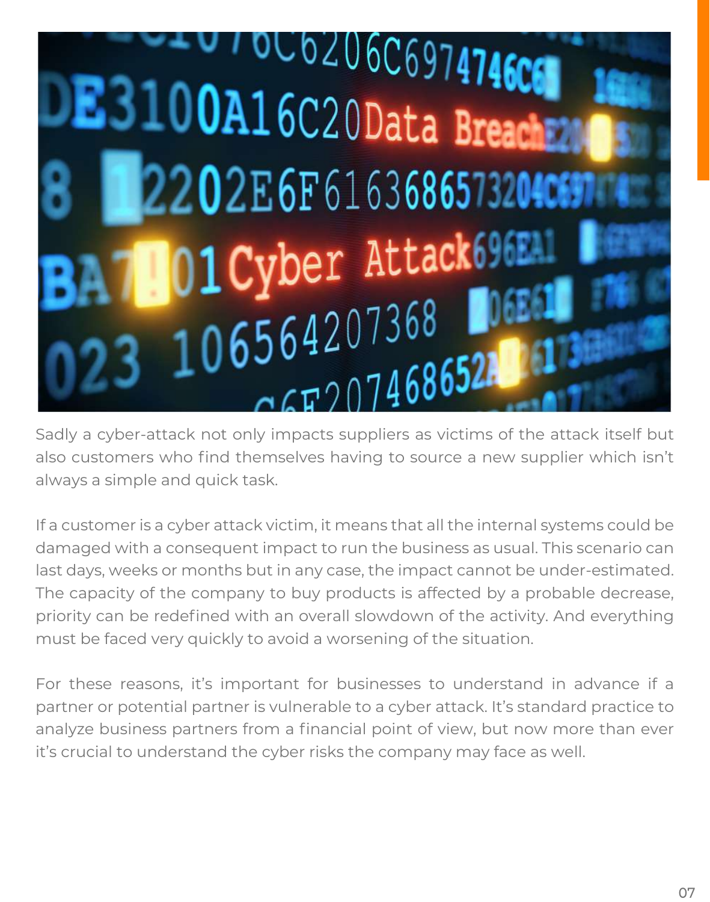Sadly a cyber-attack not only impacts suppliers as victims of the attack itself but also customers who find themselves having to source a new supplier which isn't always a simple and quick task.

If a customer is a cyber attack victim, it means that all the internal systems could be damaged with a consequent impact to run the business as usual. This scenario can last days, weeks or months but in any case, the impact cannot be under-estimated. The capacity of the company to buy products is affected by a probable decrease, priority can be redefined with an overall slowdown of the activity. And everything must be faced very quickly to avoid a worsening of the situation.

For these reasons, it's important for businesses to understand in advance if a partner or potential partner is vulnerable to a cyber attack. It's standard practice to analyze business partners from a financial point of view, but now more than ever it's crucial to understand the cyber risks the company may face as well.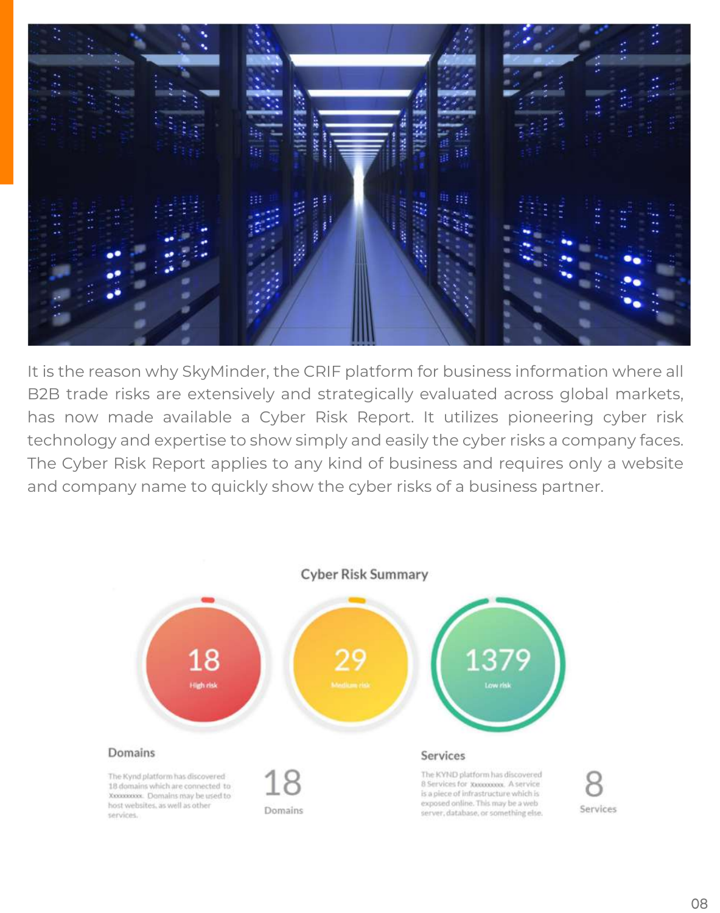It is the reason why SkyMinder, the CRIF platform for business information where all B2B trade risks are extensively and strategically evaluated across global markets, has now made available a Cyber Risk Report. It utilizes pioneering cyber risk technology and expertise to show simply and easily the cyber risks a company faces. The Cyber Risk Report applies to any kind of business and requires only a website and company name to quickly show the cyber risks of a business partner.

**Cyber Risk Summary**

18 High risk | 29 Medium risk | 1379 Low risk

**Domains**

The Kynd platform has discovered 18 domains which are connected to Xxxxxxxxxx. Domains may be used to host websites, as well as other services.

18 Domains

**Services**

The KYND platform has discovered 8 Services for Xxxxxxxxxx. A service is a piece of infrastructure which is exposed online. This may be a web server, database, or something else.

8 Services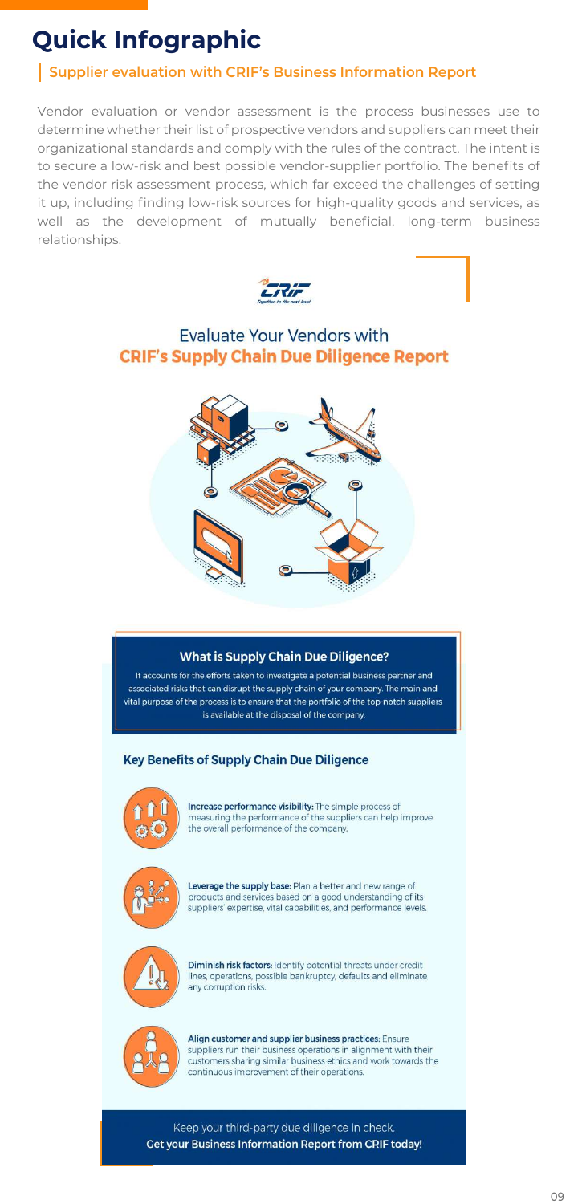# Quick Infographic

## Supplier evaluation with CRIF's Business Information Report

Vendor evaluation or vendor assessment is the process businesses use to determine whether their list of prospective vendors and suppliers can meet their organizational standards and comply with the rules of the contract. The intent is to secure a low-risk and best possible vendor-supplier portfolio. The benefits of the vendor risk assessment process, which far exceed the challenges of setting it up, including finding low-risk sources for high-quality goods and services, as well as the development of mutually beneficial, long-term business relationships.

CRIF
*Together to the next level*

### Evaluate Your Vendors with **CRIF's Supply Chain Due Diligence Report**

#### What is Supply Chain Due Diligence?

It accounts for the efforts taken to investigate a potential business partner and associated risks that can disrupt the supply chain of your company. The main and vital purpose of the process is to ensure that the portfolio of the top-notch suppliers is available at the disposal of the company.

#### Key Benefits of Supply Chain Due Diligence

**Increase performance visibility:** The simple process of measuring the performance of the suppliers can help improve the overall performance of the company.

**Leverage the supply base:** Plan a better and new range of products and services based on a good understanding of its suppliers' expertise, vital capabilities, and performance levels.

**Diminish risk factors:** Identify potential threats under credit lines, operations, possible bankruptcy, defaults and eliminate any corruption risks.

**Align customer and supplier business practices:** Ensure suppliers run their business operations in alignment with their customers sharing similar business ethics and work towards the continuous improvement of their operations.

Keep your third-party due diligence in check.
**Get your Business Information Report from CRIF today!**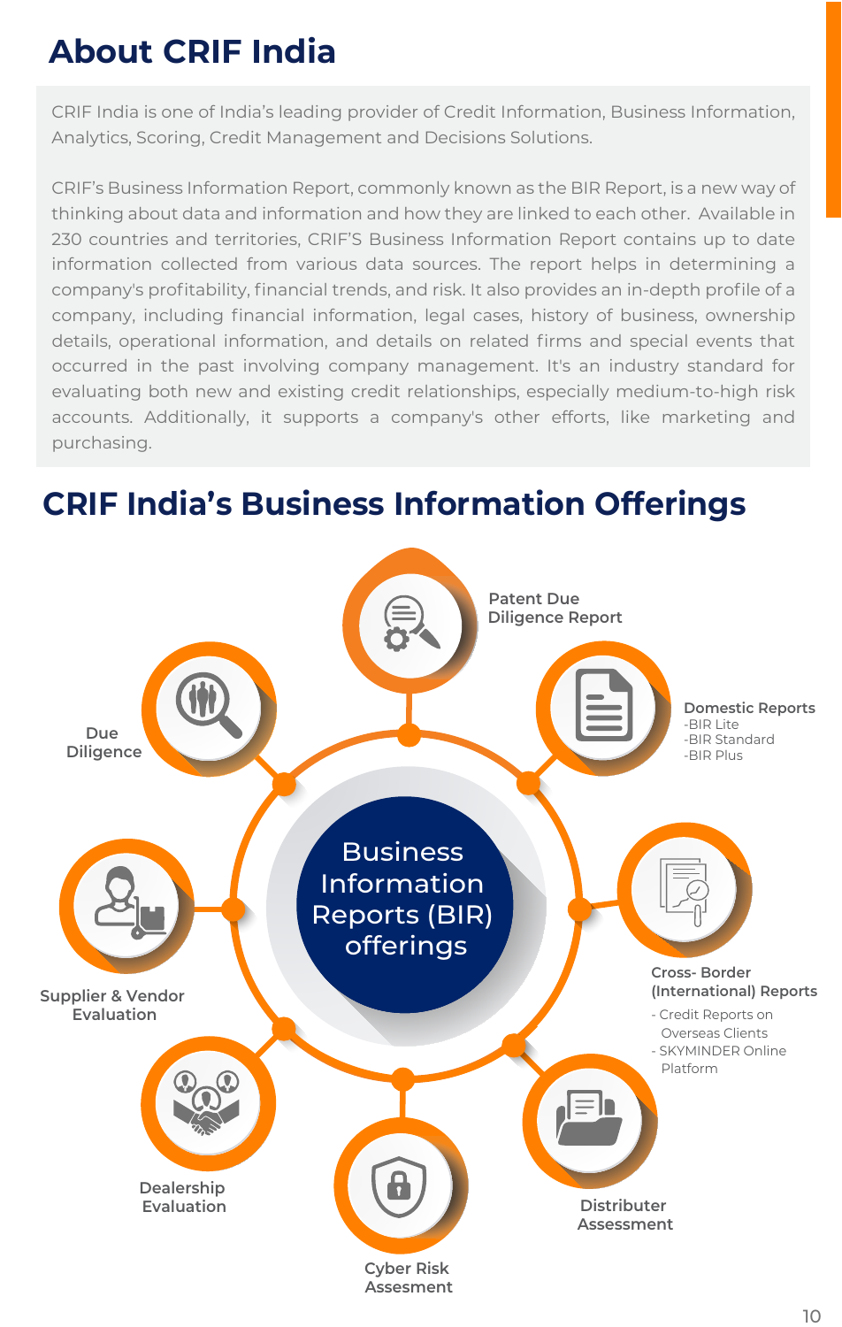# About CRIF India

CRIF India is one of India's leading provider of Credit Information, Business Information, Analytics, Scoring, Credit Management and Decisions Solutions.

CRIF's Business Information Report, commonly known as the BIR Report, is a new way of thinking about data and information and how they are linked to each other. Available in 230 countries and territories, CRIF'S Business Information Report contains up to date information collected from various data sources. The report helps in determining a company's profitability, financial trends, and risk. It also provides an in-depth profile of a company, including financial information, legal cases, history of business, ownership details, operational information, and details on related firms and special events that occurred in the past involving company management. It's an industry standard for evaluating both new and existing credit relationships, especially medium-to-high risk accounts. Additionally, it supports a company's other efforts, like marketing and purchasing.

# CRIF India's Business Information Offerings

Business Information Reports (BIR) offerings

- Patent Due Diligence Report
- Domestic Reports
  - -BIR Lite
  - -BIR Standard
  - -BIR Plus
- Cross- Border (International) Reports
  - Credit Reports on Overseas Clients
  - SKYMINDER Online Platform
- Distributer Assessment
- Cyber Risk Assesment
- Dealership Evaluation
- Supplier & Vendor Evaluation
- Due Diligence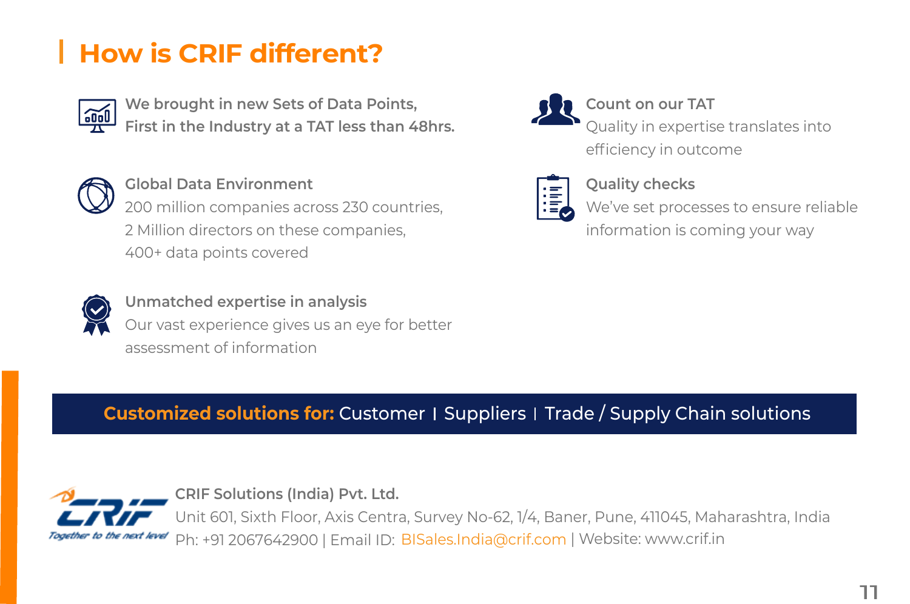# How is CRIF different?

**We brought in new Sets of Data Points, First in the Industry at a TAT less than 48hrs.**

**Global Data Environment**
200 million companies across 230 countries,
2 Million directors on these companies,
400+ data points covered

**Unmatched expertise in analysis**
Our vast experience gives us an eye for better assessment of information

**Count on our TAT**
Quality in expertise translates into efficiency in outcome

**Quality checks**
We've set processes to ensure reliable information is coming your way

**Customized solutions for:** Customer | Suppliers | Trade / Supply Chain solutions

CRIF — Together to the next level

**CRIF Solutions (India) Pvt. Ltd.**
Unit 601, Sixth Floor, Axis Centra, Survey No-62, 1/4, Baner, Pune, 411045, Maharashtra, India
Ph: +91 2067642900 | Email ID: BISales.India@crif.com | Website: www.crif.in